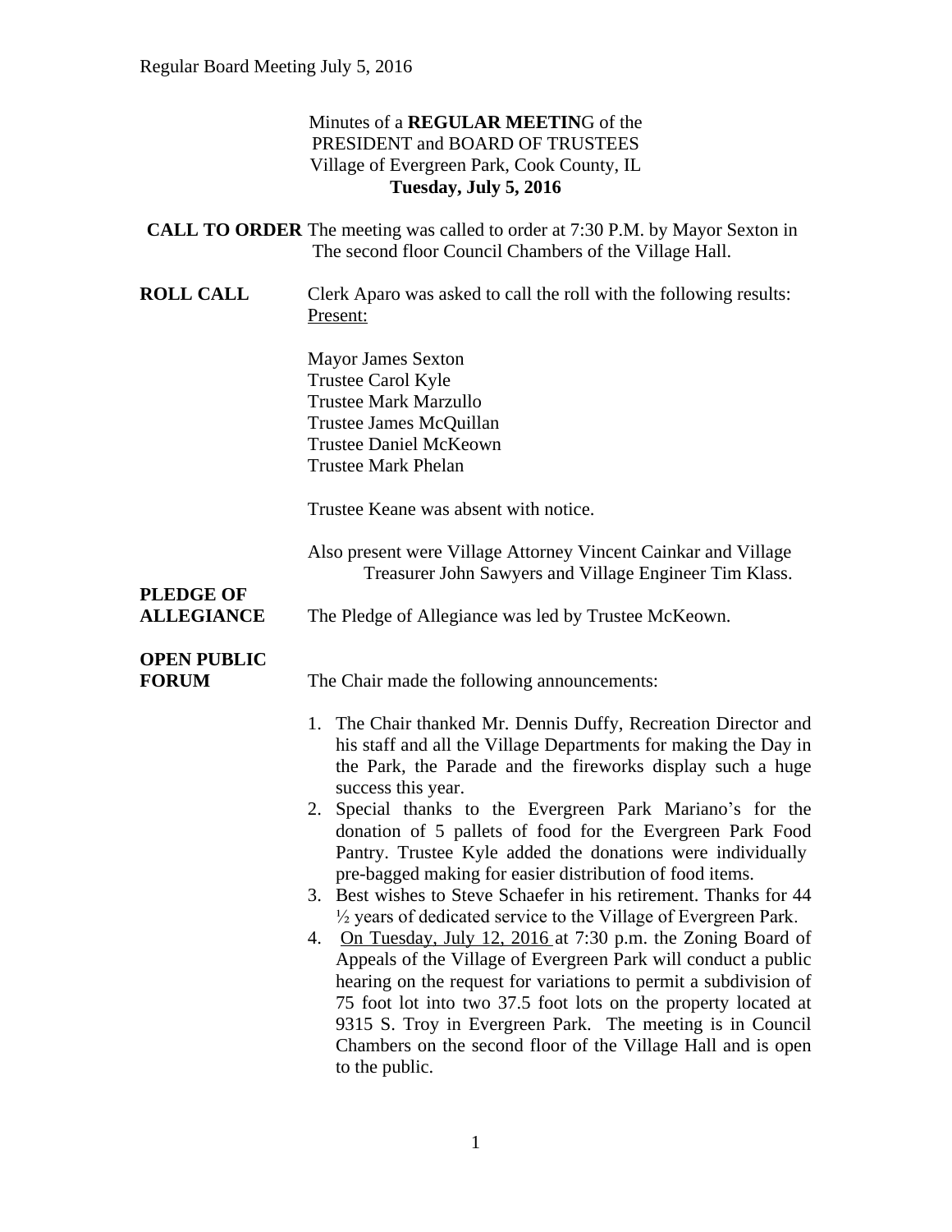Minutes of a **REGULAR MEETIN**G of the
PRESIDENT and BOARD OF TRUSTEES
Village of Evergreen Park, Cook County, IL
**Tuesday, July 5, 2016**

**CALL TO ORDER** The meeting was called to order at 7:30 P.M. by Mayor Sexton in The second floor Council Chambers of the Village Hall.

**ROLL CALL** Clerk Aparo was asked to call the roll with the following results:
Present:

Mayor James Sexton
Trustee Carol Kyle
Trustee Mark Marzullo
Trustee James McQuillan
Trustee Daniel McKeown
Trustee Mark Phelan

Trustee Keane was absent with notice.

Also present were Village Attorney Vincent Cainkar and Village Treasurer John Sawyers and Village Engineer Tim Klass.

**PLEDGE OF ALLEGIANCE** The Pledge of Allegiance was led by Trustee McKeown.

**OPEN PUBLIC FORUM** The Chair made the following announcements:

1. The Chair thanked Mr. Dennis Duffy, Recreation Director and his staff and all the Village Departments for making the Day in the Park, the Parade and the fireworks display such a huge success this year.
2. Special thanks to the Evergreen Park Mariano's for the donation of 5 pallets of food for the Evergreen Park Food Pantry. Trustee Kyle added the donations were individually pre-bagged making for easier distribution of food items.
3. Best wishes to Steve Schaefer in his retirement. Thanks for 44 ½ years of dedicated service to the Village of Evergreen Park.
4. On Tuesday, July 12, 2016 at 7:30 p.m. the Zoning Board of Appeals of the Village of Evergreen Park will conduct a public hearing on the request for variations to permit a subdivision of 75 foot lot into two 37.5 foot lots on the property located at 9315 S. Troy in Evergreen Park. The meeting is in Council Chambers on the second floor of the Village Hall and is open to the public.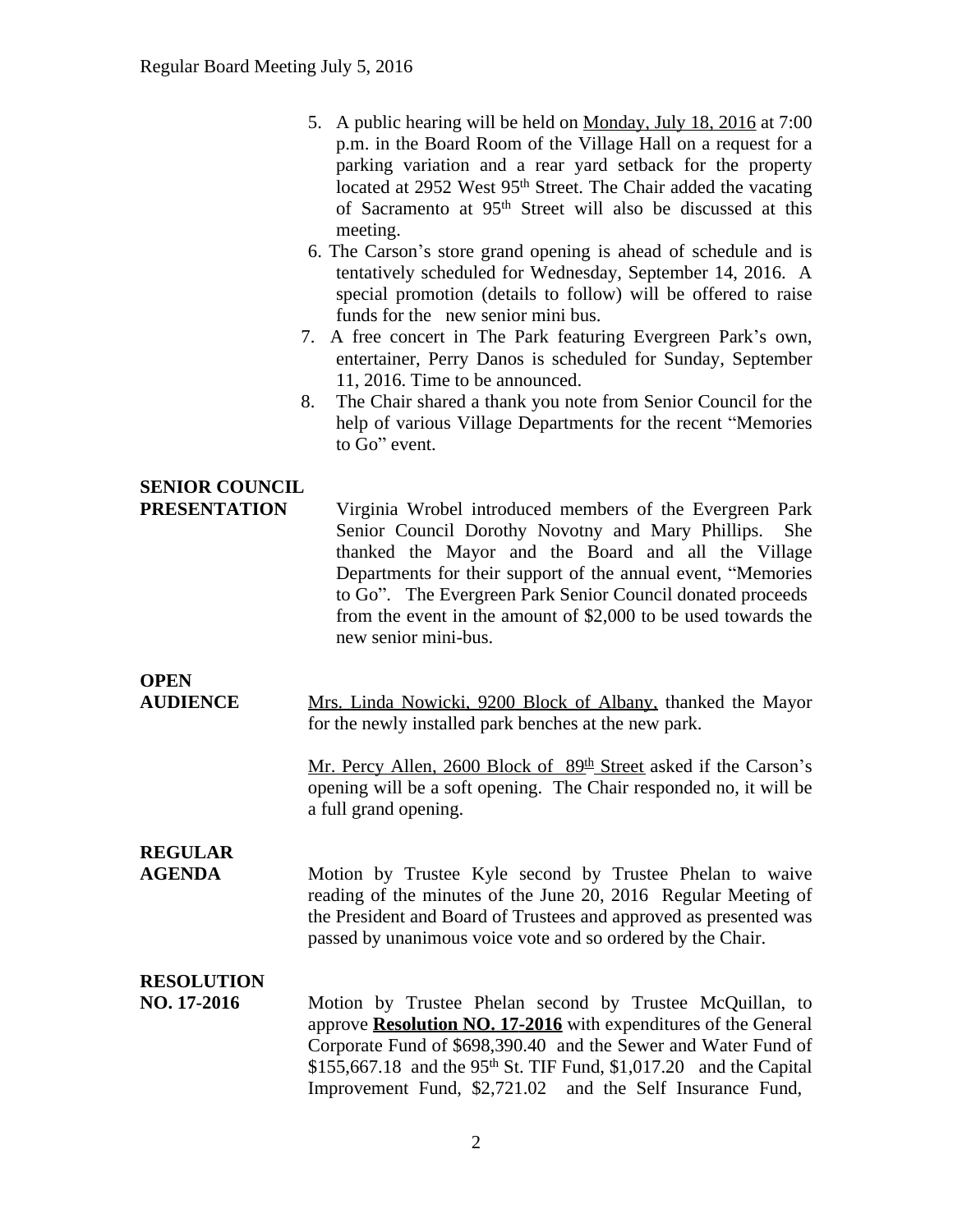5. A public hearing will be held on Monday, July 18, 2016 at 7:00 p.m. in the Board Room of the Village Hall on a request for a parking variation and a rear yard setback for the property located at 2952 West 95th Street. The Chair added the vacating of Sacramento at 95th Street will also be discussed at this meeting.
6. The Carson's store grand opening is ahead of schedule and is tentatively scheduled for Wednesday, September 14, 2016. A special promotion (details to follow) will be offered to raise funds for the new senior mini bus.
7. A free concert in The Park featuring Evergreen Park's own, entertainer, Perry Danos is scheduled for Sunday, September 11, 2016. Time to be announced.
8. The Chair shared a thank you note from Senior Council for the help of various Village Departments for the recent "Memories to Go" event.

**SENIOR COUNCIL PRESENTATION**

Virginia Wrobel introduced members of the Evergreen Park Senior Council Dorothy Novotny and Mary Phillips. She thanked the Mayor and the Board and all the Village Departments for their support of the annual event, "Memories to Go". The Evergreen Park Senior Council donated proceeds from the event in the amount of $2,000 to be used towards the new senior mini-bus.

**OPEN AUDIENCE**

Mrs. Linda Nowicki, 9200 Block of Albany, thanked the Mayor for the newly installed park benches at the new park.

Mr. Percy Allen, 2600 Block of 89th Street asked if the Carson's opening will be a soft opening. The Chair responded no, it will be a full grand opening.

**REGULAR AGENDA**

Motion by Trustee Kyle second by Trustee Phelan to waive reading of the minutes of the June 20, 2016 Regular Meeting of the President and Board of Trustees and approved as presented was passed by unanimous voice vote and so ordered by the Chair.

**RESOLUTION NO. 17-2016**

Motion by Trustee Phelan second by Trustee McQuillan, to approve **Resolution NO. 17-2016** with expenditures of the General Corporate Fund of $698,390.40 and the Sewer and Water Fund of $155,667.18 and the 95th St. TIF Fund, $1,017.20 and the Capital Improvement Fund, $2,721.02 and the Self Insurance Fund,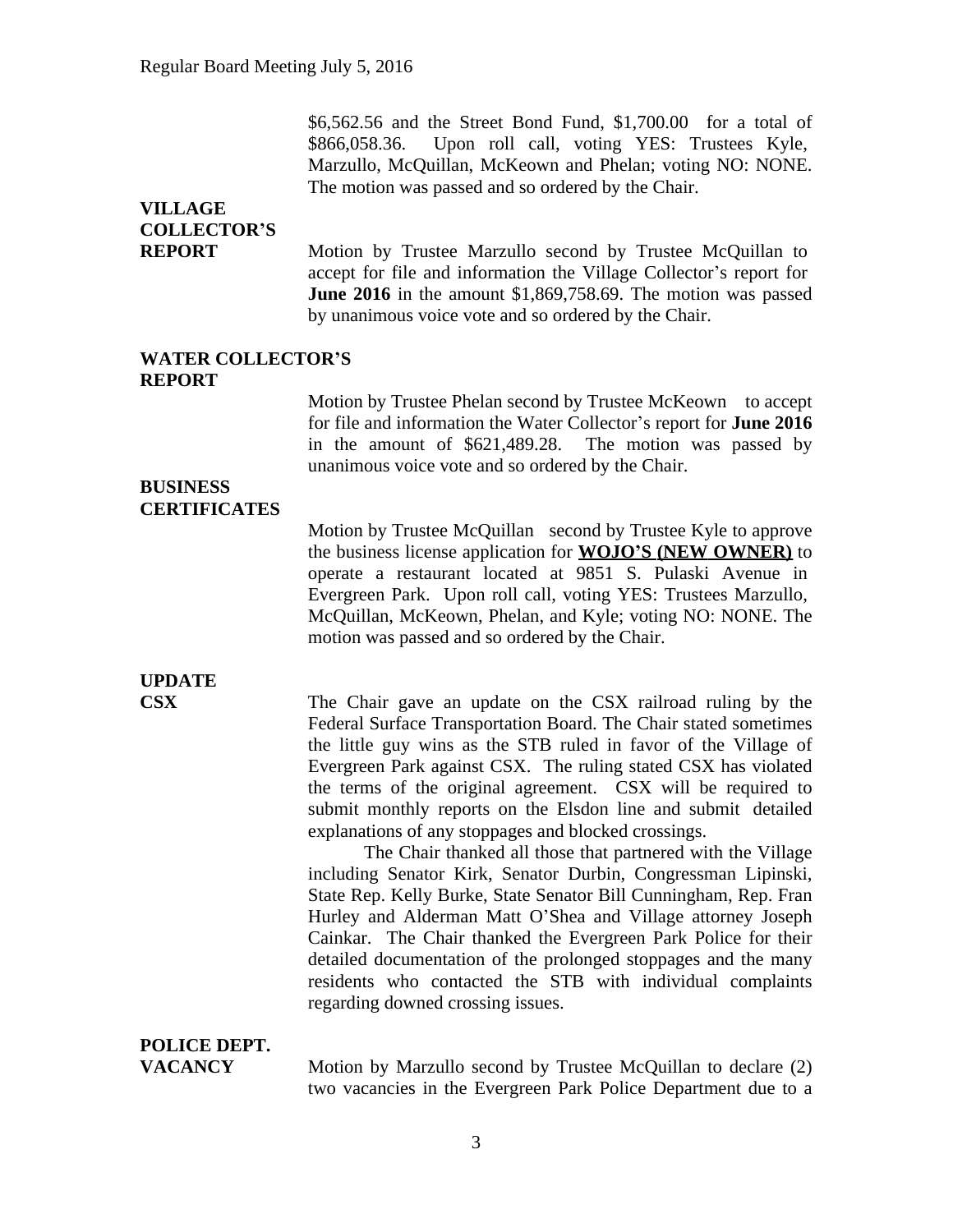$6,562.56 and the Street Bond Fund, $1,700.00 for a total of $866,058.36. Upon roll call, voting YES: Trustees Kyle, Marzullo, McQuillan, McKeown and Phelan; voting NO: NONE. The motion was passed and so ordered by the Chair.

**VILLAGE COLLECTOR'S REPORT**

Motion by Trustee Marzullo second by Trustee McQuillan to accept for file and information the Village Collector's report for **June 2016** in the amount $1,869,758.69. The motion was passed by unanimous voice vote and so ordered by the Chair.

**WATER COLLECTOR'S REPORT**

Motion by Trustee Phelan second by Trustee McKeown to accept for file and information the Water Collector's report for **June 2016** in the amount of $621,489.28. The motion was passed by unanimous voice vote and so ordered by the Chair.

**BUSINESS CERTIFICATES**

Motion by Trustee McQuillan second by Trustee Kyle to approve the business license application for **WOJO'S (NEW OWNER)** to operate a restaurant located at 9851 S. Pulaski Avenue in Evergreen Park. Upon roll call, voting YES: Trustees Marzullo, McQuillan, McKeown, Phelan, and Kyle; voting NO: NONE. The motion was passed and so ordered by the Chair.

**UPDATE CSX**

The Chair gave an update on the CSX railroad ruling by the Federal Surface Transportation Board. The Chair stated sometimes the little guy wins as the STB ruled in favor of the Village of Evergreen Park against CSX. The ruling stated CSX has violated the terms of the original agreement. CSX will be required to submit monthly reports on the Elsdon line and submit detailed explanations of any stoppages and blocked crossings.

The Chair thanked all those that partnered with the Village including Senator Kirk, Senator Durbin, Congressman Lipinski, State Rep. Kelly Burke, State Senator Bill Cunningham, Rep. Fran Hurley and Alderman Matt O'Shea and Village attorney Joseph Cainkar. The Chair thanked the Evergreen Park Police for their detailed documentation of the prolonged stoppages and the many residents who contacted the STB with individual complaints regarding downed crossing issues.

**POLICE DEPT. VACANCY**

Motion by Marzullo second by Trustee McQuillan to declare (2) two vacancies in the Evergreen Park Police Department due to a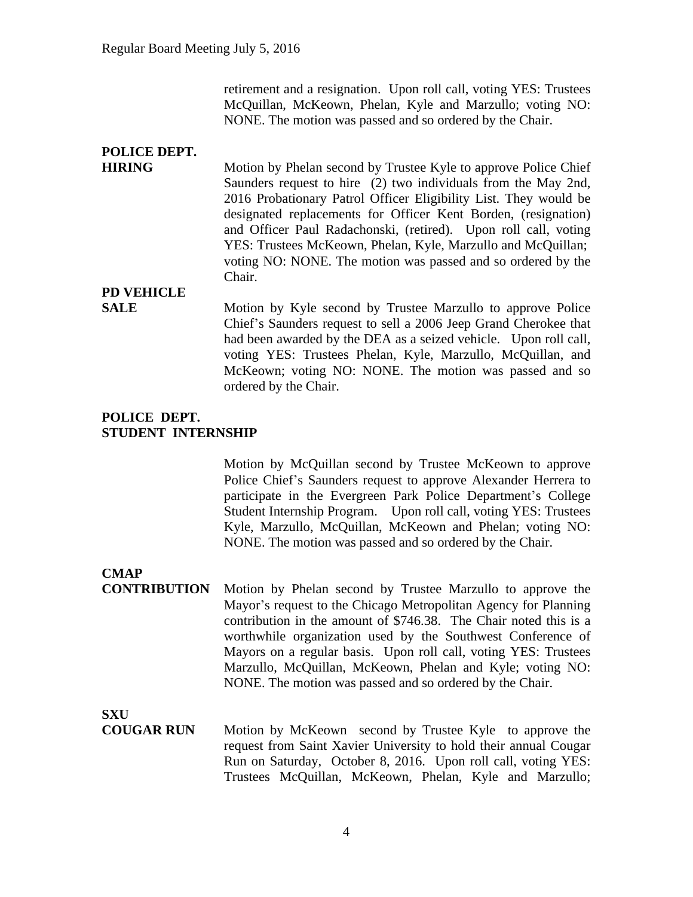retirement and a resignation. Upon roll call, voting YES: Trustees McQuillan, McKeown, Phelan, Kyle and Marzullo; voting NO: NONE. The motion was passed and so ordered by the Chair.

**POLICE DEPT. HIRING**

Motion by Phelan second by Trustee Kyle to approve Police Chief Saunders request to hire (2) two individuals from the May 2nd, 2016 Probationary Patrol Officer Eligibility List. They would be designated replacements for Officer Kent Borden, (resignation) and Officer Paul Radachonski, (retired). Upon roll call, voting YES: Trustees McKeown, Phelan, Kyle, Marzullo and McQuillan; voting NO: NONE. The motion was passed and so ordered by the Chair.

**PD VEHICLE SALE**

Motion by Kyle second by Trustee Marzullo to approve Police Chief's Saunders request to sell a 2006 Jeep Grand Cherokee that had been awarded by the DEA as a seized vehicle. Upon roll call, voting YES: Trustees Phelan, Kyle, Marzullo, McQuillan, and McKeown; voting NO: NONE. The motion was passed and so ordered by the Chair.

**POLICE DEPT. STUDENT INTERNSHIP**

Motion by McQuillan second by Trustee McKeown to approve Police Chief's Saunders request to approve Alexander Herrera to participate in the Evergreen Park Police Department's College Student Internship Program. Upon roll call, voting YES: Trustees Kyle, Marzullo, McQuillan, McKeown and Phelan; voting NO: NONE. The motion was passed and so ordered by the Chair.

**CMAP CONTRIBUTION**

Motion by Phelan second by Trustee Marzullo to approve the Mayor's request to the Chicago Metropolitan Agency for Planning contribution in the amount of $746.38. The Chair noted this is a worthwhile organization used by the Southwest Conference of Mayors on a regular basis. Upon roll call, voting YES: Trustees Marzullo, McQuillan, McKeown, Phelan and Kyle; voting NO: NONE. The motion was passed and so ordered by the Chair.

**SXU COUGAR RUN**

Motion by McKeown second by Trustee Kyle to approve the request from Saint Xavier University to hold their annual Cougar Run on Saturday, October 8, 2016. Upon roll call, voting YES: Trustees McQuillan, McKeown, Phelan, Kyle and Marzullo;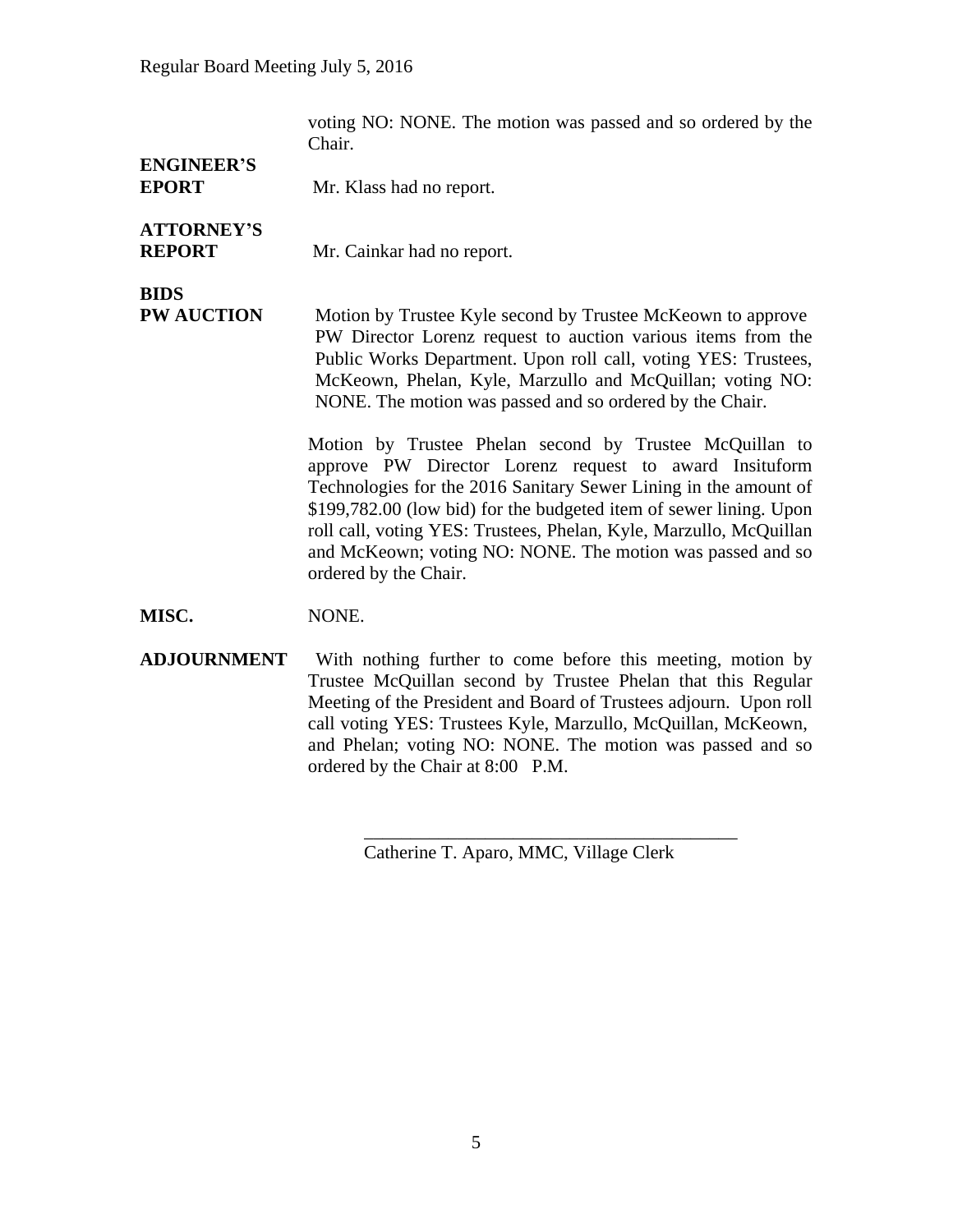voting NO: NONE. The motion was passed and so ordered by the Chair.

**ENGINEER'S EPORT** Mr. Klass had no report.

**ATTORNEY'S REPORT** Mr. Cainkar had no report.

**BIDS**

**PW AUCTION** Motion by Trustee Kyle second by Trustee McKeown to approve PW Director Lorenz request to auction various items from the Public Works Department. Upon roll call, voting YES: Trustees, McKeown, Phelan, Kyle, Marzullo and McQuillan; voting NO: NONE. The motion was passed and so ordered by the Chair.

Motion by Trustee Phelan second by Trustee McQuillan to approve PW Director Lorenz request to award Insituform Technologies for the 2016 Sanitary Sewer Lining in the amount of $199,782.00 (low bid) for the budgeted item of sewer lining. Upon roll call, voting YES: Trustees, Phelan, Kyle, Marzullo, McQuillan and McKeown; voting NO: NONE. The motion was passed and so ordered by the Chair.

**MISC.** NONE.

**ADJOURNMENT** With nothing further to come before this meeting, motion by Trustee McQuillan second by Trustee Phelan that this Regular Meeting of the President and Board of Trustees adjourn. Upon roll call voting YES: Trustees Kyle, Marzullo, McQuillan, McKeown, and Phelan; voting NO: NONE. The motion was passed and so ordered by the Chair at 8:00 P.M.

\_\_\_\_\_\_\_\_\_\_\_\_\_\_\_\_\_\_\_\_\_\_\_\_\_\_\_\_\_\_\_\_\_\_\_\_\_\_\_\_

Catherine T. Aparo, MMC, Village Clerk